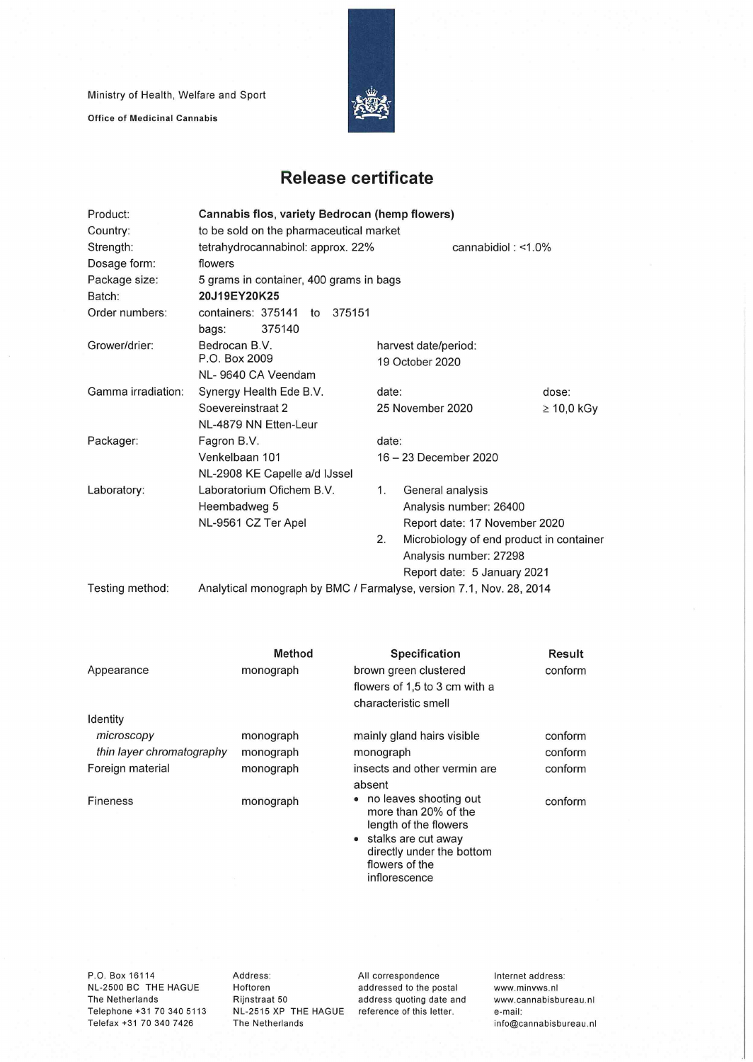Ministry of Health, Welfare and Sport

**Office of Medicinal Cannabis**

# Release certificate

| | | | |
|---|---|---|---|
| Product: | **Cannabis flos, variety Bedrocan (hemp flowers)** | | |
| Country: | to be sold on the pharmaceutical market | | |
| Strength: | tetrahydrocannabinol: approx. 22% | cannabidiol : <1.0% | |
| Dosage form: | flowers | | |
| Package size: | 5 grams in container, 400 grams in bags | | |
| Batch: | **20J19EY20K25** | | |
| Order numbers: | containers: 375141 to 375151<br>bags: 375140 | | |
| Grower/drier: | Bedrocan B.V.<br>P.O. Box 2009<br>NL- 9640 CA Veendam | harvest date/period:<br>19 October 2020 | |
| Gamma irradiation: | Synergy Health Ede B.V.<br>Soevereinstraat 2<br>NL-4879 NN Etten-Leur | date:<br>25 November 2020 | dose:<br>≥ 10,0 kGy |
| Packager: | Fagron B.V.<br>Venkelbaan 101<br>NL-2908 KE Capelle a/d IJssel | date:<br>16 – 23 December 2020 | |
| Laboratory: | Laboratorium Ofichem B.V.<br>Heembadweg 5<br>NL-9561 CZ Ter Apel | 1. General analysis<br>Analysis number: 26400<br>Report date: 17 November 2020<br>2. Microbiology of end product in container<br>Analysis number: 27298<br>Report date: 5 January 2021 | |
| Testing method: | Analytical monograph by BMC / Farmalyse, version 7.1, Nov. 28, 2014 | | |

| | Method | Specification | Result |
|---|---|---|---|
| Appearance | monograph | brown green clustered flowers of 1,5 to 3 cm with a characteristic smell | conform |
| Identity | | | |
| *microscopy* | monograph | mainly gland hairs visible | conform |
| *thin layer chromatography* | monograph | monograph | conform |
| Foreign material | monograph | insects and other vermin are absent | conform |
| Fineness | monograph | • no leaves shooting out more than 20% of the length of the flowers<br>• stalks are cut away directly under the bottom flowers of the inflorescence | conform |

P.O. Box 16114
NL-2500 BC THE HAGUE
The Netherlands
Telephone +31 70 340 5113
Telefax +31 70 340 7426

Address:
Hoftoren
Rijnstraat 50
NL-2515 XP THE HAGUE
The Netherlands

All correspondence addressed to the postal address quoting date and reference of this letter.

Internet address:
www.minvws.nl
www.cannabisbureau.nl
e-mail:
info@cannabisbureau.nl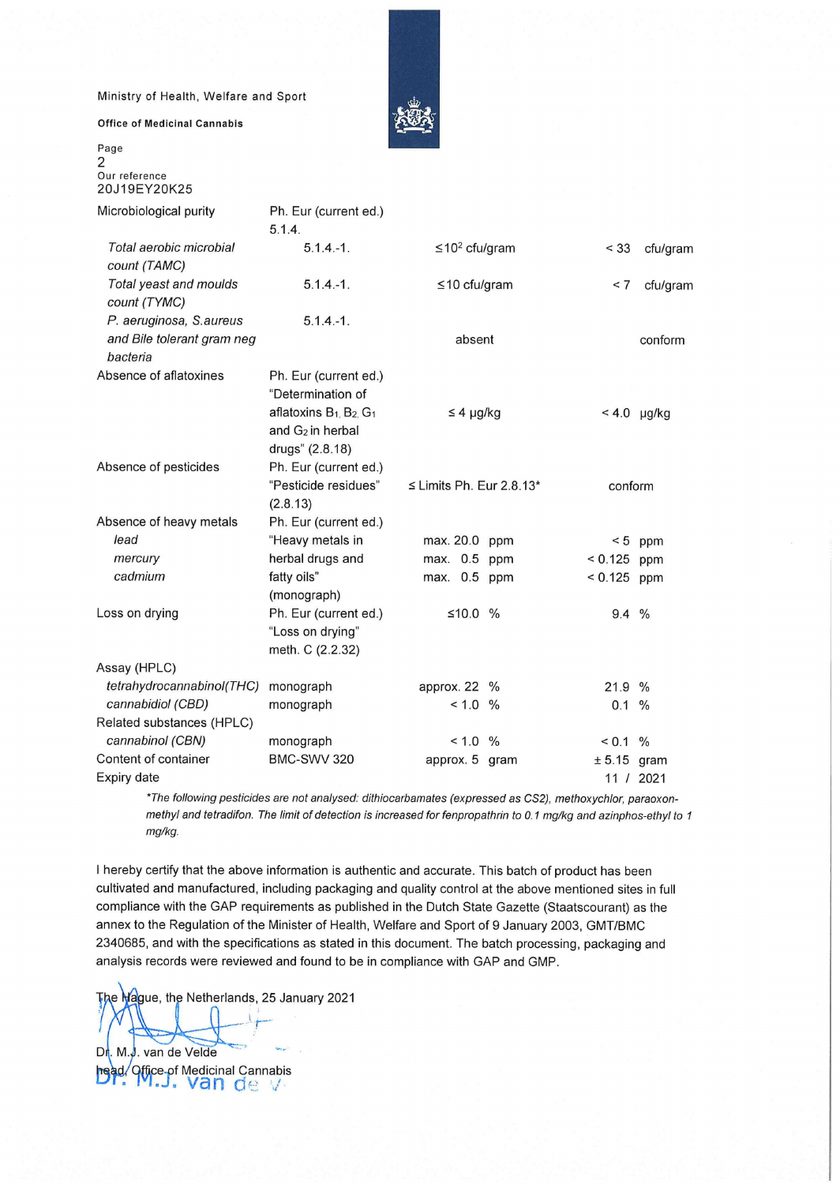Ministry of Health, Welfare and Sport

**Office of Medicinal Cannabis**

Our reference
20J19EY20K25

| | | | |
|---|---|---|---|
| Microbiological purity | Ph. Eur (current ed.) 5.1.4. | | |
| *Total aerobic microbial count (TAMC)* | 5.1.4.-1. | ≤$10^2$ cfu/gram | < 33 cfu/gram |
| *Total yeast and moulds count (TYMC)* | 5.1.4.-1. | ≤10 cfu/gram | < 7 cfu/gram |
| *P. aeruginosa, S.aureus and Bile tolerant gram neg bacteria* | 5.1.4.-1. | absent | conform |
| Absence of aflatoxines | Ph. Eur (current ed.) "Determination of aflatoxins $B_1$, $B_2$, $G_1$ and $G_2$ in herbal drugs" (2.8.18) | ≤ 4 μg/kg | < 4.0 μg/kg |
| Absence of pesticides | Ph. Eur (current ed.) "Pesticide residues" (2.8.13) | ≤ Limits Ph. Eur 2.8.13* | conform |
| Absence of heavy metals | Ph. Eur (current ed.) "Heavy metals in herbal drugs and fatty oils" (monograph) | | |
| *lead* | | max. 20.0 ppm | < 5 ppm |
| *mercury* | | max. 0.5 ppm | < 0.125 ppm |
| *cadmium* | | max. 0.5 ppm | < 0.125 ppm |
| Loss on drying | Ph. Eur (current ed.) "Loss on drying" meth. C (2.2.32) | ≤10.0 % | 9.4 % |
| Assay (HPLC) | | | |
| *tetrahydrocannabinol(THC)* | monograph | approx. 22 % | 21.9 % |
| *cannabidiol (CBD)* | monograph | < 1.0 % | 0.1 % |
| Related substances (HPLC) | | | |
| *cannabinol (CBN)* | monograph | < 1.0 % | < 0.1 % |
| Content of container | BMC-SWV 320 | approx. 5 gram | ± 5.15 gram |
| Expiry date | | | 11 / 2021 |

*\*The following pesticides are not analysed: dithiocarbamates (expressed as CS2), methoxychlor, paraoxon-methyl and tetradifon. The limit of detection is increased for fenpropathrin to 0.1 mg/kg and azinphos-ethyl to 1 mg/kg.*

I hereby certify that the above information is authentic and accurate. This batch of product has been cultivated and manufactured, including packaging and quality control at the above mentioned sites in full compliance with the GAP requirements as published in the Dutch State Gazette (Staatscourant) as the annex to the Regulation of the Minister of Health, Welfare and Sport of 9 January 2003, GMT/BMC 2340685, and with the specifications as stated in this document. The batch processing, packaging and analysis records were reviewed and found to be in compliance with GAP and GMP.

The Hague, the Netherlands, 25 January 2021

Dr. M.J. van de Velde
head, Office of Medicinal Cannabis